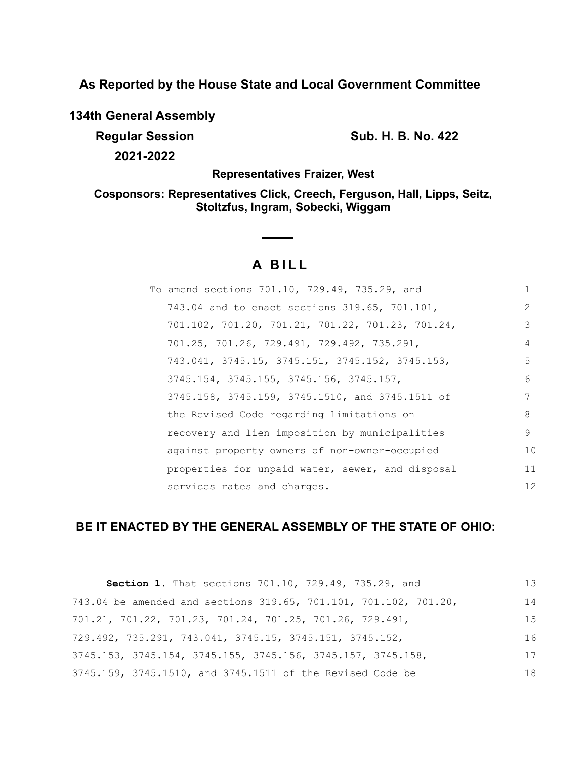**As Reported by the House State and Local Government Committee**

**134th General Assembly**

**Regular Session**

**2021-2022**

**Sub. H. B. No. 422**

**Representatives Fraizer, West**

**Cosponsors: Representatives Click, Creech, Ferguson, Hall, Lipps, Seitz, Stoltzfus, Ingram, Sobecki, Wiggam**

# A BILL

To amend sections 701.10, 729.49, 735.29, and 743.04 and to enact sections 319.65, 701.101, 701.102, 701.20, 701.21, 701.22, 701.23, 701.24, 701.25, 701.26, 729.491, 729.492, 735.291, 743.041, 3745.15, 3745.151, 3745.152, 3745.153, 3745.154, 3745.155, 3745.156, 3745.157, 3745.158, 3745.159, 3745.1510, and 3745.1511 of the Revised Code regarding limitations on recovery and lien imposition by municipalities against property owners of non-owner-occupied properties for unpaid water, sewer, and disposal services rates and charges.

**BE IT ENACTED BY THE GENERAL ASSEMBLY OF THE STATE OF OHIO:**

**Section 1.** That sections 701.10, 729.49, 735.29, and 743.04 be amended and sections 319.65, 701.101, 701.102, 701.20, 701.21, 701.22, 701.23, 701.24, 701.25, 701.26, 729.491, 729.492, 735.291, 743.041, 3745.15, 3745.151, 3745.152, 3745.153, 3745.154, 3745.155, 3745.156, 3745.157, 3745.158, 3745.159, 3745.1510, and 3745.1511 of the Revised Code be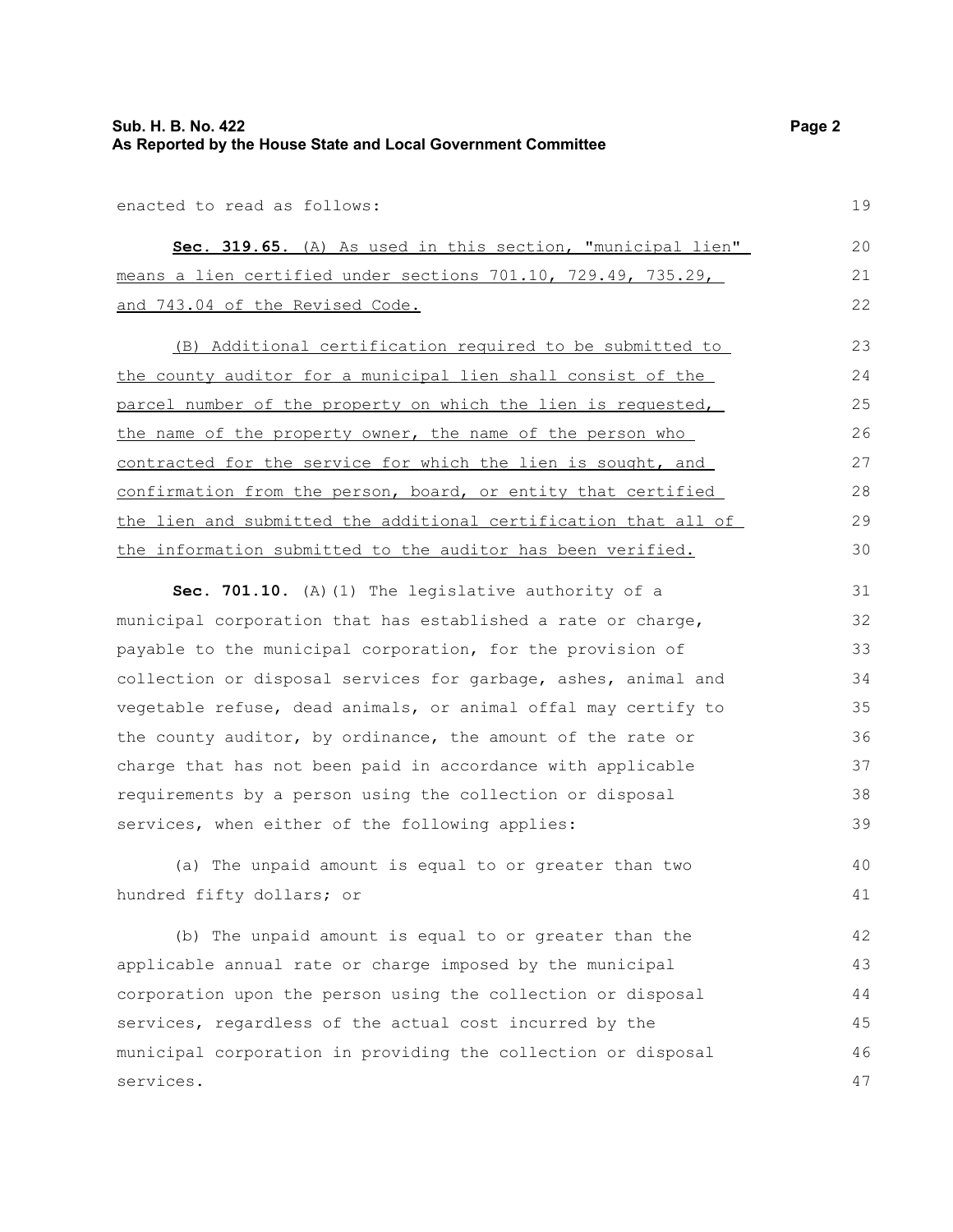enacted to read as follows:

**Sec. 319.65.** (A) As used in this section, "municipal lien" means a lien certified under sections 701.10, 729.49, 735.29, and 743.04 of the Revised Code.

(B) Additional certification required to be submitted to the county auditor for a municipal lien shall consist of the parcel number of the property on which the lien is requested, the name of the property owner, the name of the person who contracted for the service for which the lien is sought, and confirmation from the person, board, or entity that certified the lien and submitted the additional certification that all of the information submitted to the auditor has been verified.

**Sec. 701.10.** (A)(1) The legislative authority of a municipal corporation that has established a rate or charge, payable to the municipal corporation, for the provision of collection or disposal services for garbage, ashes, animal and vegetable refuse, dead animals, or animal offal may certify to the county auditor, by ordinance, the amount of the rate or charge that has not been paid in accordance with applicable requirements by a person using the collection or disposal services, when either of the following applies:

(a) The unpaid amount is equal to or greater than two hundred fifty dollars; or

(b) The unpaid amount is equal to or greater than the applicable annual rate or charge imposed by the municipal corporation upon the person using the collection or disposal services, regardless of the actual cost incurred by the municipal corporation in providing the collection or disposal services.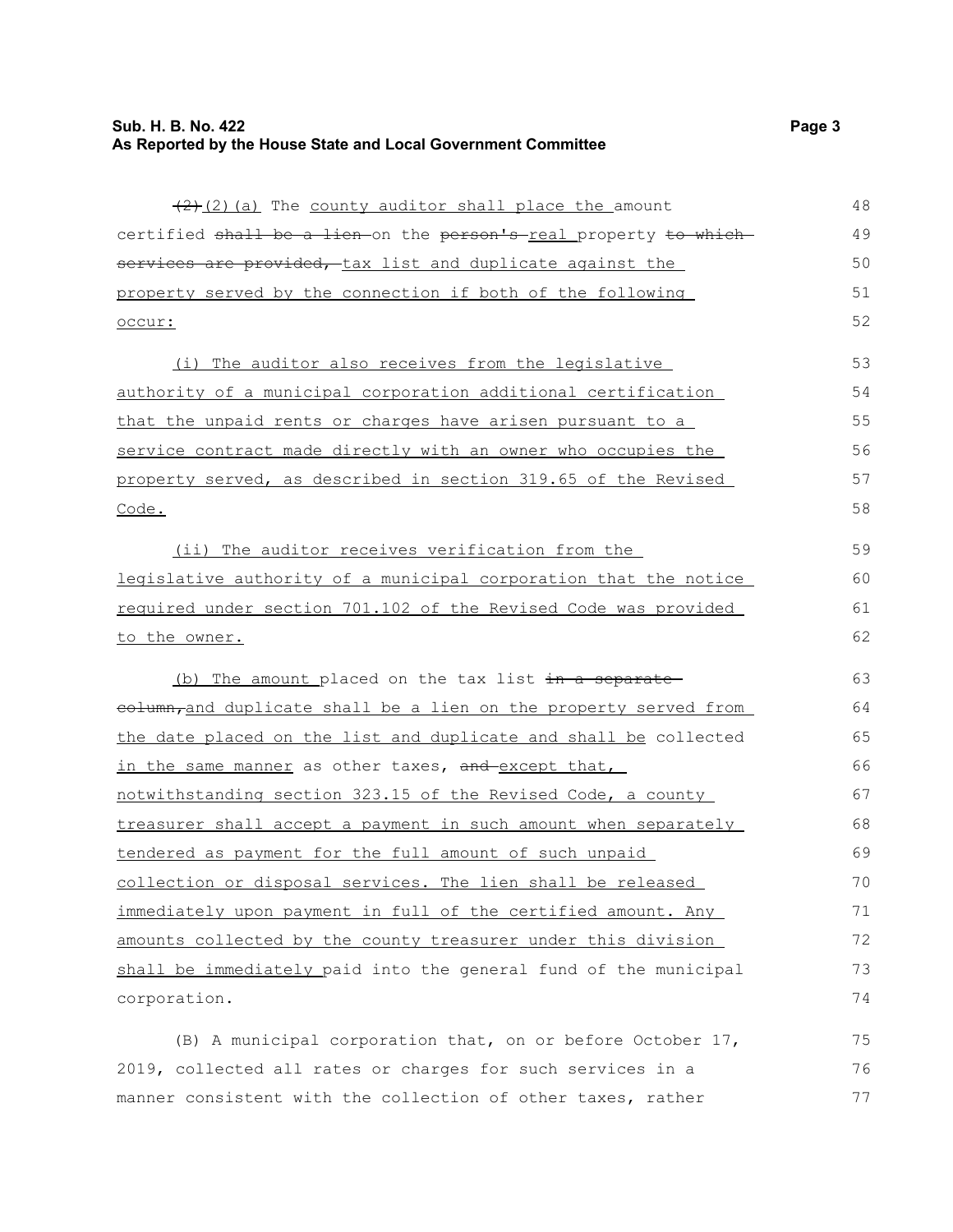(2)(2)(a) The county auditor shall place the amount certified shall be a lien on the person's real property to which services are provided, tax list and duplicate against the property served by the connection if both of the following occur:

(i) The auditor also receives from the legislative authority of a municipal corporation additional certification that the unpaid rents or charges have arisen pursuant to a service contract made directly with an owner who occupies the property served, as described in section 319.65 of the Revised Code.

(ii) The auditor receives verification from the legislative authority of a municipal corporation that the notice required under section 701.102 of the Revised Code was provided to the owner.

(b) The amount placed on the tax list in a separate column, and duplicate shall be a lien on the property served from the date placed on the list and duplicate and shall be collected in the same manner as other taxes, and except that, notwithstanding section 323.15 of the Revised Code, a county treasurer shall accept a payment in such amount when separately tendered as payment for the full amount of such unpaid collection or disposal services. The lien shall be released immediately upon payment in full of the certified amount. Any amounts collected by the county treasurer under this division shall be immediately paid into the general fund of the municipal corporation.

(B) A municipal corporation that, on or before October 17, 2019, collected all rates or charges for such services in a manner consistent with the collection of other taxes, rather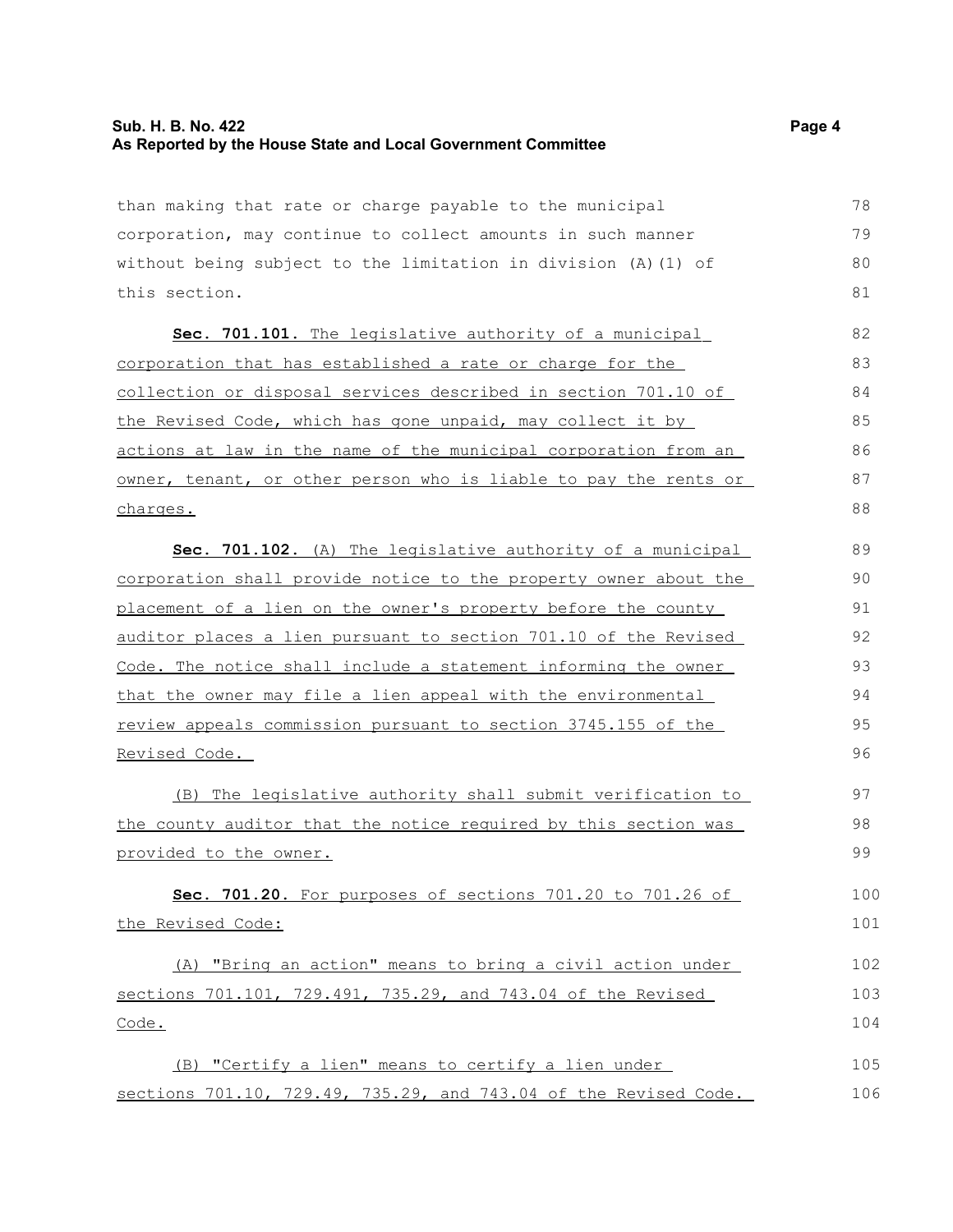than making that rate or charge payable to the municipal corporation, may continue to collect amounts in such manner without being subject to the limitation in division (A)(1) of this section.

**Sec. 701.101.** <u>The legislative authority of a municipal corporation that has established a rate or charge for the collection or disposal services described in section 701.10 of the Revised Code, which has gone unpaid, may collect it by actions at law in the name of the municipal corporation from an owner, tenant, or other person who is liable to pay the rents or charges.</u>

**Sec. 701.102.** <u>(A) The legislative authority of a municipal corporation shall provide notice to the property owner about the placement of a lien on the owner's property before the county auditor places a lien pursuant to section 701.10 of the Revised Code. The notice shall include a statement informing the owner that the owner may file a lien appeal with the environmental review appeals commission pursuant to section 3745.155 of the Revised Code.</u>

<u>(B) The legislative authority shall submit verification to the county auditor that the notice required by this section was provided to the owner.</u>

**Sec. 701.20.** <u>For purposes of sections 701.20 to 701.26 of the Revised Code:</u>

<u>(A) "Bring an action" means to bring a civil action under sections 701.101, 729.491, 735.29, and 743.04 of the Revised Code.</u>

<u>(B) "Certify a lien" means to certify a lien under sections 701.10, 729.49, 735.29, and 743.04 of the Revised Code.</u>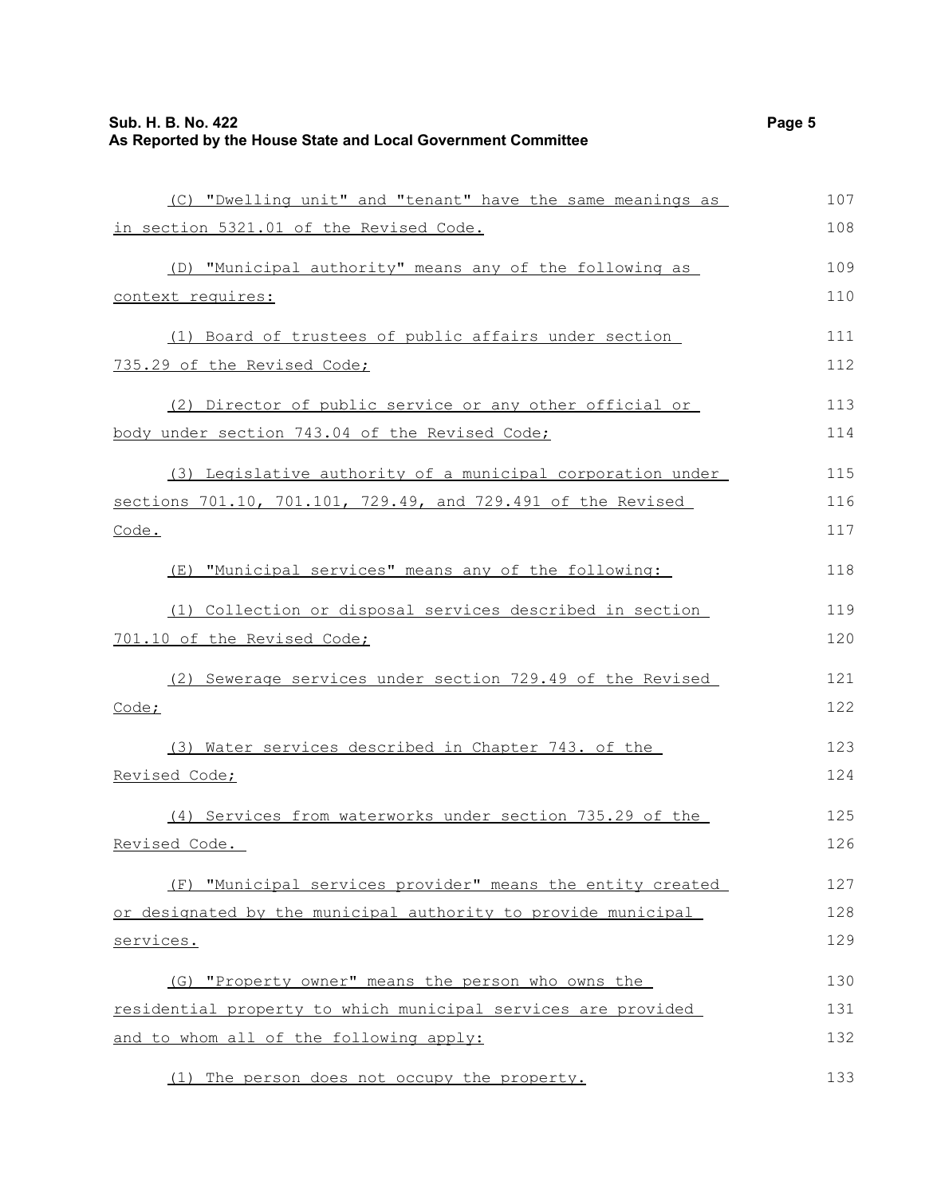(C) "Dwelling unit" and "tenant" have the same meanings as in section 5321.01 of the Revised Code.

(D) "Municipal authority" means any of the following as context requires:

(1) Board of trustees of public affairs under section 735.29 of the Revised Code;

(2) Director of public service or any other official or body under section 743.04 of the Revised Code;

(3) Legislative authority of a municipal corporation under sections 701.10, 701.101, 729.49, and 729.491 of the Revised Code.

(E) "Municipal services" means any of the following:

(1) Collection or disposal services described in section 701.10 of the Revised Code;

(2) Sewerage services under section 729.49 of the Revised Code;

(3) Water services described in Chapter 743. of the Revised Code;

(4) Services from waterworks under section 735.29 of the Revised Code.

(F) "Municipal services provider" means the entity created or designated by the municipal authority to provide municipal services.

(G) "Property owner" means the person who owns the residential property to which municipal services are provided and to whom all of the following apply:

(1) The person does not occupy the property.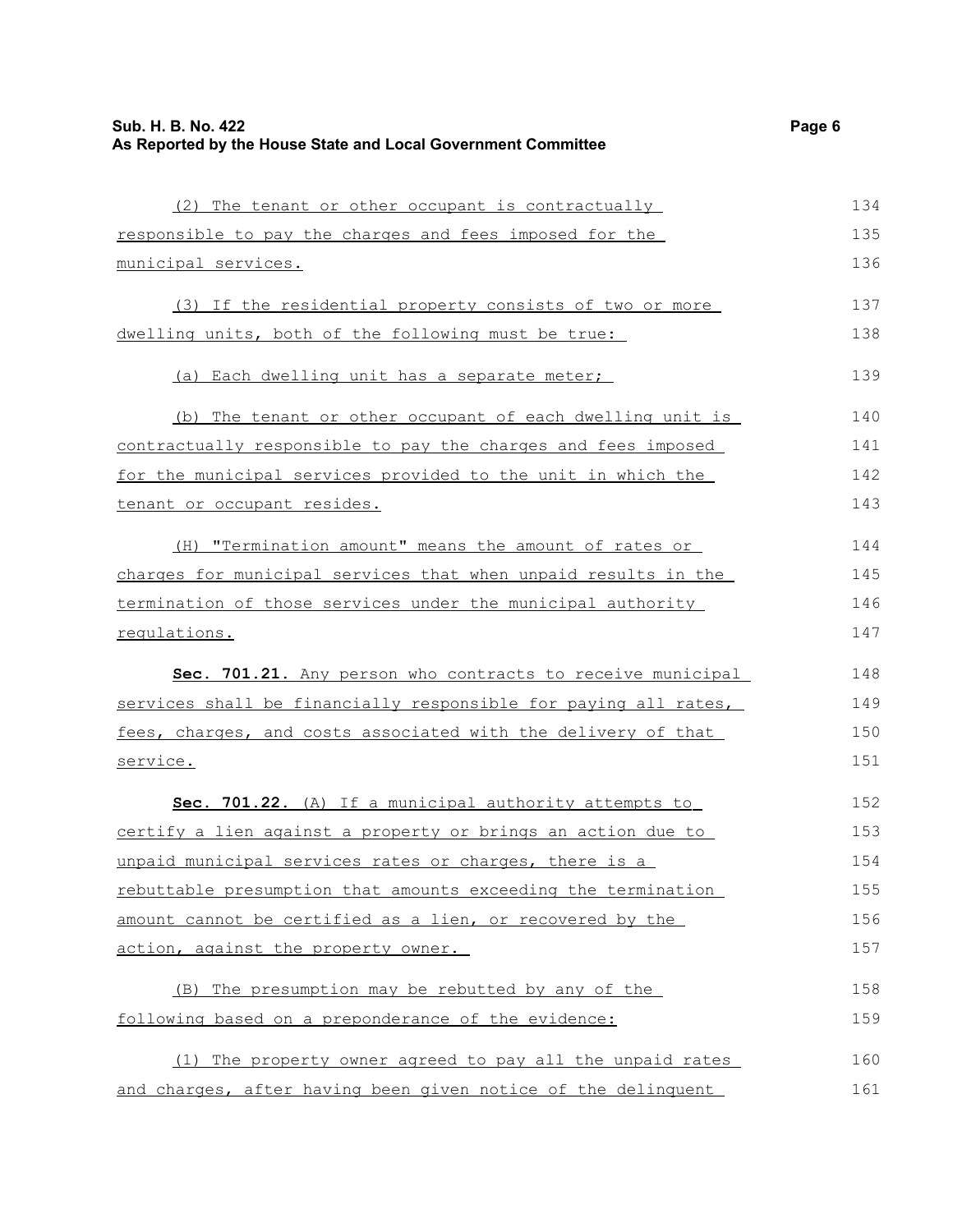(2) The tenant or other occupant is contractually responsible to pay the charges and fees imposed for the municipal services.

(3) If the residential property consists of two or more dwelling units, both of the following must be true:

(a) Each dwelling unit has a separate meter;

(b) The tenant or other occupant of each dwelling unit is contractually responsible to pay the charges and fees imposed for the municipal services provided to the unit in which the tenant or occupant resides.

(H) "Termination amount" means the amount of rates or charges for municipal services that when unpaid results in the termination of those services under the municipal authority regulations.

**Sec. 701.21.** Any person who contracts to receive municipal services shall be financially responsible for paying all rates, fees, charges, and costs associated with the delivery of that service.

**Sec. 701.22.** (A) If a municipal authority attempts to certify a lien against a property or brings an action due to unpaid municipal services rates or charges, there is a rebuttable presumption that amounts exceeding the termination amount cannot be certified as a lien, or recovered by the action, against the property owner.

(B) The presumption may be rebutted by any of the following based on a preponderance of the evidence:

(1) The property owner agreed to pay all the unpaid rates and charges, after having been given notice of the delinquent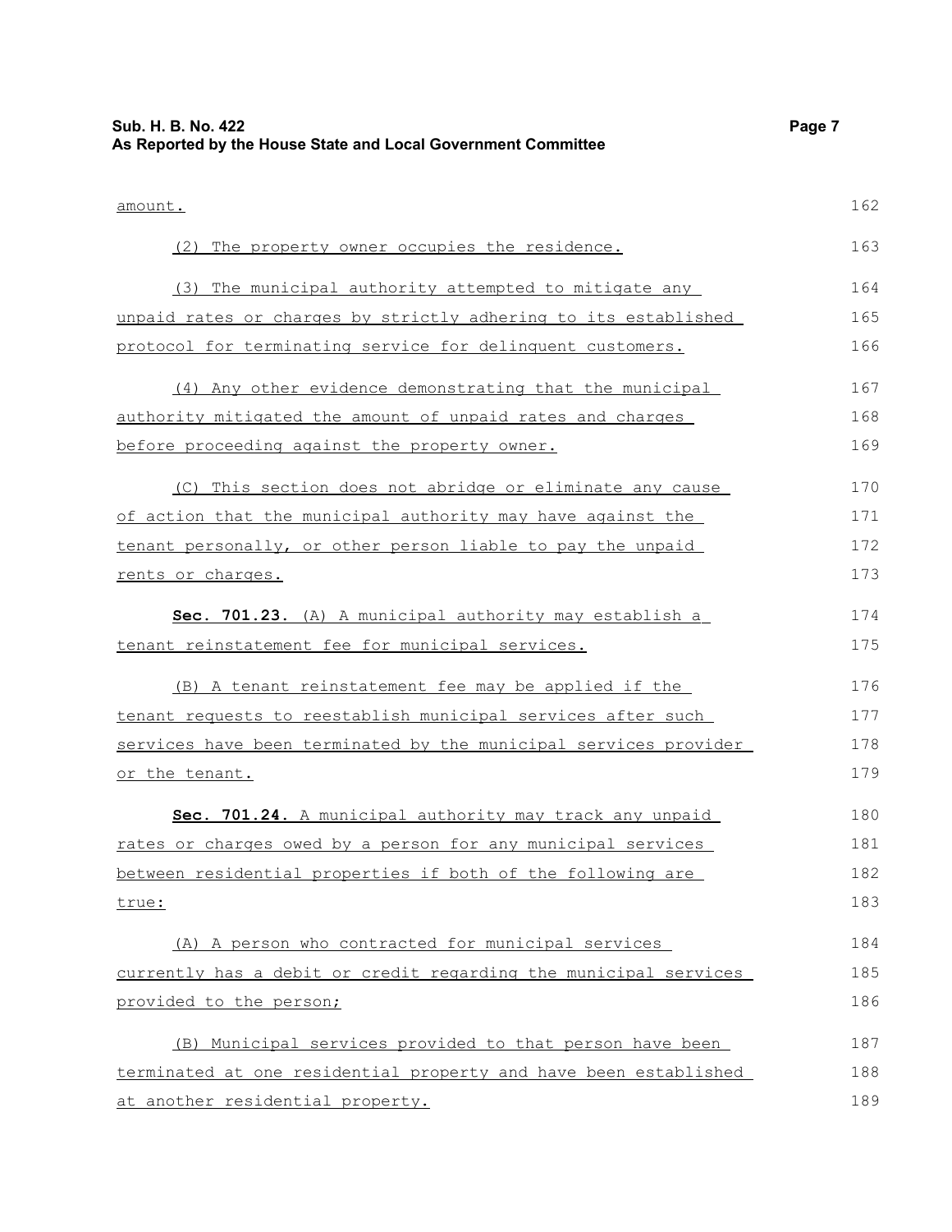amount.

(2) The property owner occupies the residence.

(3) The municipal authority attempted to mitigate any unpaid rates or charges by strictly adhering to its established protocol for terminating service for delinquent customers.

(4) Any other evidence demonstrating that the municipal authority mitigated the amount of unpaid rates and charges before proceeding against the property owner.

(C) This section does not abridge or eliminate any cause of action that the municipal authority may have against the tenant personally, or other person liable to pay the unpaid rents or charges.

**Sec. 701.23.** (A) A municipal authority may establish a tenant reinstatement fee for municipal services.

(B) A tenant reinstatement fee may be applied if the tenant requests to reestablish municipal services after such services have been terminated by the municipal services provider or the tenant.

**Sec. 701.24.** A municipal authority may track any unpaid rates or charges owed by a person for any municipal services between residential properties if both of the following are true:

(A) A person who contracted for municipal services currently has a debit or credit regarding the municipal services provided to the person;

(B) Municipal services provided to that person have been terminated at one residential property and have been established at another residential property.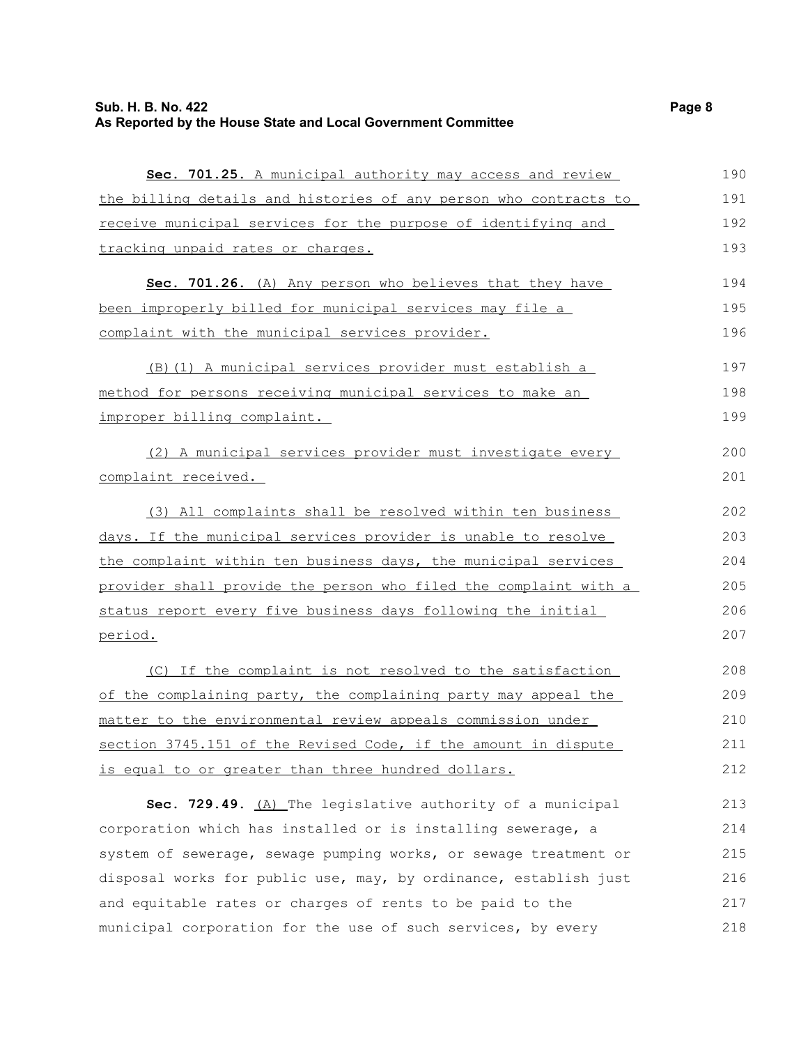**Sec. 701.25.** A municipal authority may access and review the billing details and histories of any person who contracts to receive municipal services for the purpose of identifying and tracking unpaid rates or charges.

**Sec. 701.26.** (A) Any person who believes that they have been improperly billed for municipal services may file a complaint with the municipal services provider.

(B)(1) A municipal services provider must establish a method for persons receiving municipal services to make an improper billing complaint.

(2) A municipal services provider must investigate every complaint received.

(3) All complaints shall be resolved within ten business days. If the municipal services provider is unable to resolve the complaint within ten business days, the municipal services provider shall provide the person who filed the complaint with a status report every five business days following the initial period.

(C) If the complaint is not resolved to the satisfaction of the complaining party, the complaining party may appeal the matter to the environmental review appeals commission under section 3745.151 of the Revised Code, if the amount in dispute is equal to or greater than three hundred dollars.

**Sec. 729.49.** (A) The legislative authority of a municipal corporation which has installed or is installing sewerage, a system of sewerage, sewage pumping works, or sewage treatment or disposal works for public use, may, by ordinance, establish just and equitable rates or charges of rents to be paid to the municipal corporation for the use of such services, by every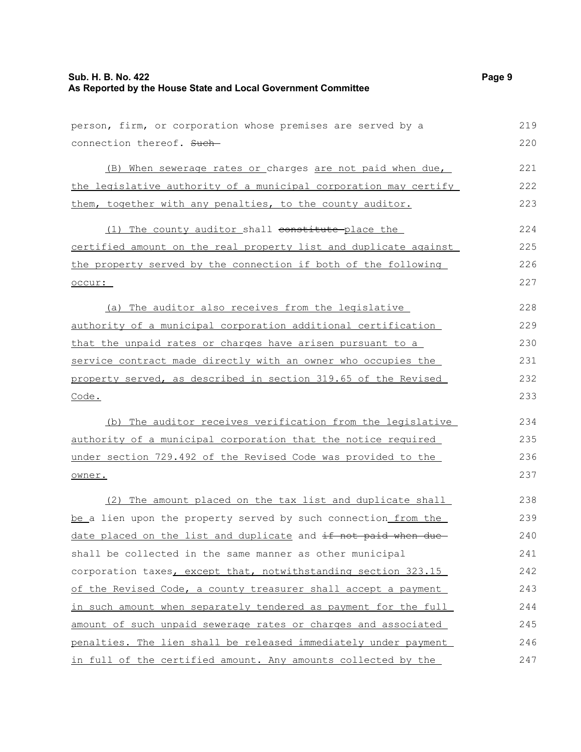person, firm, or corporation whose premises are served by a connection thereof. ~~Such~~

(B) When sewerage rates or charges are not paid when due, the legislative authority of a municipal corporation may certify them, together with any penalties, to the county auditor.

(1) The county auditor shall ~~constitute~~ place the certified amount on the real property list and duplicate against the property served by the connection if both of the following occur:

(a) The auditor also receives from the legislative authority of a municipal corporation additional certification that the unpaid rates or charges have arisen pursuant to a service contract made directly with an owner who occupies the property served, as described in section 319.65 of the Revised Code.

(b) The auditor receives verification from the legislative authority of a municipal corporation that the notice required under section 729.492 of the Revised Code was provided to the owner.

(2) The amount placed on the tax list and duplicate shall be a lien upon the property served by such connection from the date placed on the list and duplicate and ~~if not paid when due~~ shall be collected in the same manner as other municipal corporation taxes, except that, notwithstanding section 323.15 of the Revised Code, a county treasurer shall accept a payment in such amount when separately tendered as payment for the full amount of such unpaid sewerage rates or charges and associated penalties. The lien shall be released immediately under payment in full of the certified amount. Any amounts collected by the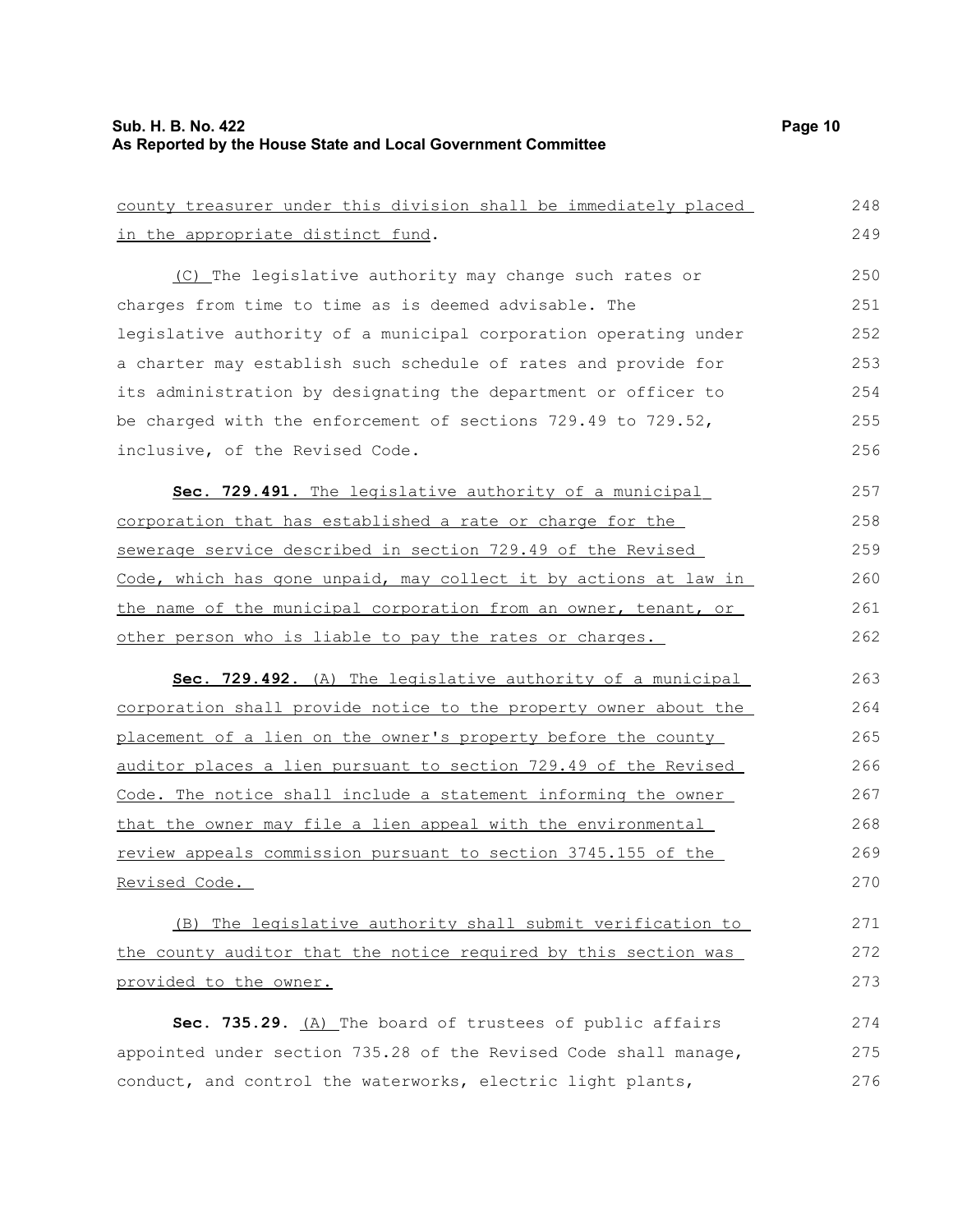county treasurer under this division shall be immediately placed in the appropriate distinct fund.

(C) The legislative authority may change such rates or charges from time to time as is deemed advisable. The legislative authority of a municipal corporation operating under a charter may establish such schedule of rates and provide for its administration by designating the department or officer to be charged with the enforcement of sections 729.49 to 729.52, inclusive, of the Revised Code.

**Sec. 729.491.** The legislative authority of a municipal corporation that has established a rate or charge for the sewerage service described in section 729.49 of the Revised Code, which has gone unpaid, may collect it by actions at law in the name of the municipal corporation from an owner, tenant, or other person who is liable to pay the rates or charges.

**Sec. 729.492.** (A) The legislative authority of a municipal corporation shall provide notice to the property owner about the placement of a lien on the owner's property before the county auditor places a lien pursuant to section 729.49 of the Revised Code. The notice shall include a statement informing the owner that the owner may file a lien appeal with the environmental review appeals commission pursuant to section 3745.155 of the Revised Code.

(B) The legislative authority shall submit verification to the county auditor that the notice required by this section was provided to the owner.

**Sec. 735.29.** (A) The board of trustees of public affairs appointed under section 735.28 of the Revised Code shall manage, conduct, and control the waterworks, electric light plants,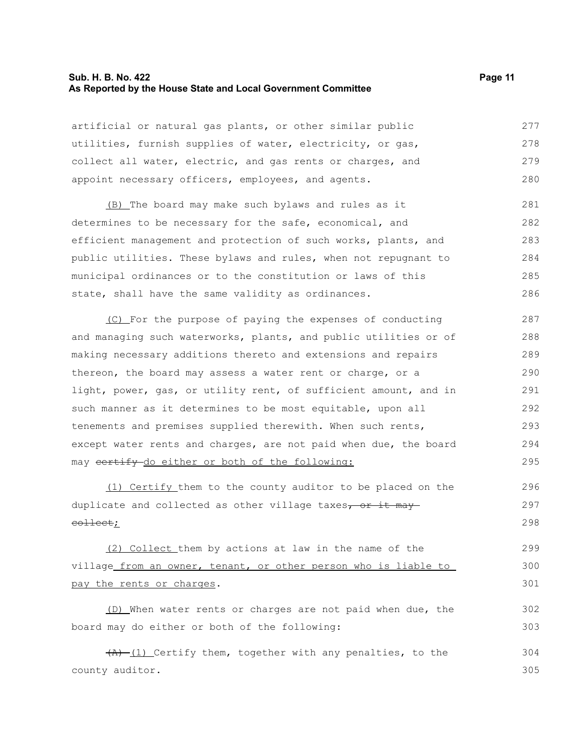artificial or natural gas plants, or other similar public utilities, furnish supplies of water, electricity, or gas, collect all water, electric, and gas rents or charges, and appoint necessary officers, employees, and agents.

(B) The board may make such bylaws and rules as it determines to be necessary for the safe, economical, and efficient management and protection of such works, plants, and public utilities. These bylaws and rules, when not repugnant to municipal ordinances or to the constitution or laws of this state, shall have the same validity as ordinances.

(C) For the purpose of paying the expenses of conducting and managing such waterworks, plants, and public utilities or of making necessary additions thereto and extensions and repairs thereon, the board may assess a water rent or charge, or a light, power, gas, or utility rent, of sufficient amount, and in such manner as it determines to be most equitable, upon all tenements and premises supplied therewith. When such rents, except water rents and charges, are not paid when due, the board may ~~certify~~ do either or both of the following:

(1) Certify them to the county auditor to be placed on the duplicate and collected as other village taxes~~, or it may collect~~;

(2) Collect them by actions at law in the name of the village from an owner, tenant, or other person who is liable to pay the rents or charges.

(D) When water rents or charges are not paid when due, the board may do either or both of the following:

~~(A)~~ (1) Certify them, together with any penalties, to the county auditor.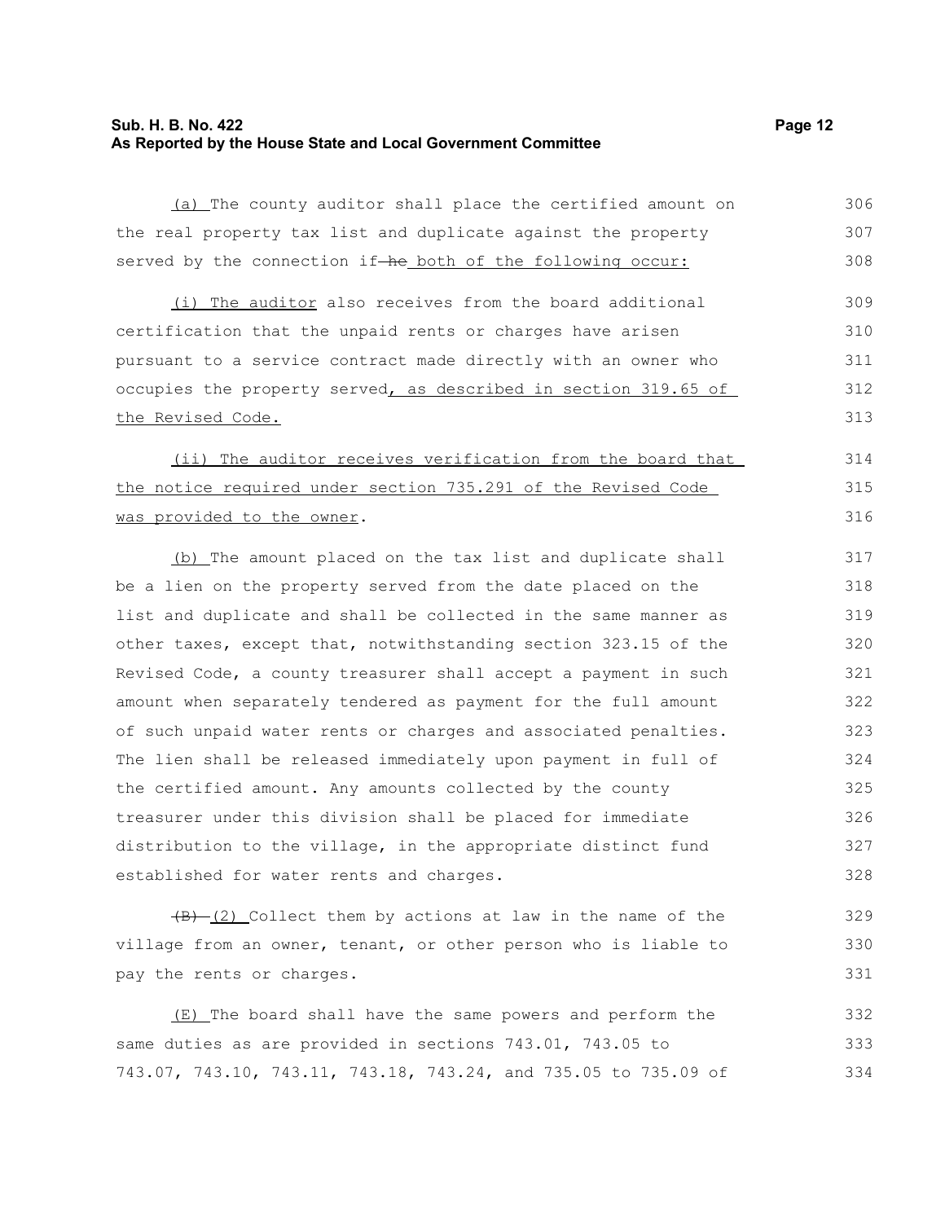(a) The county auditor shall place the certified amount on the real property tax list and duplicate against the property served by the connection if ~~he~~ both of the following occur:

(i) The auditor also receives from the board additional certification that the unpaid rents or charges have arisen pursuant to a service contract made directly with an owner who occupies the property served, as described in section 319.65 of the Revised Code.

(ii) The auditor receives verification from the board that the notice required under section 735.291 of the Revised Code was provided to the owner.

(b) The amount placed on the tax list and duplicate shall be a lien on the property served from the date placed on the list and duplicate and shall be collected in the same manner as other taxes, except that, notwithstanding section 323.15 of the Revised Code, a county treasurer shall accept a payment in such amount when separately tendered as payment for the full amount of such unpaid water rents or charges and associated penalties. The lien shall be released immediately upon payment in full of the certified amount. Any amounts collected by the county treasurer under this division shall be placed for immediate distribution to the village, in the appropriate distinct fund established for water rents and charges.

~~(B)~~ (2) Collect them by actions at law in the name of the village from an owner, tenant, or other person who is liable to pay the rents or charges.

(E) The board shall have the same powers and perform the same duties as are provided in sections 743.01, 743.05 to 743.07, 743.10, 743.11, 743.18, 743.24, and 735.05 to 735.09 of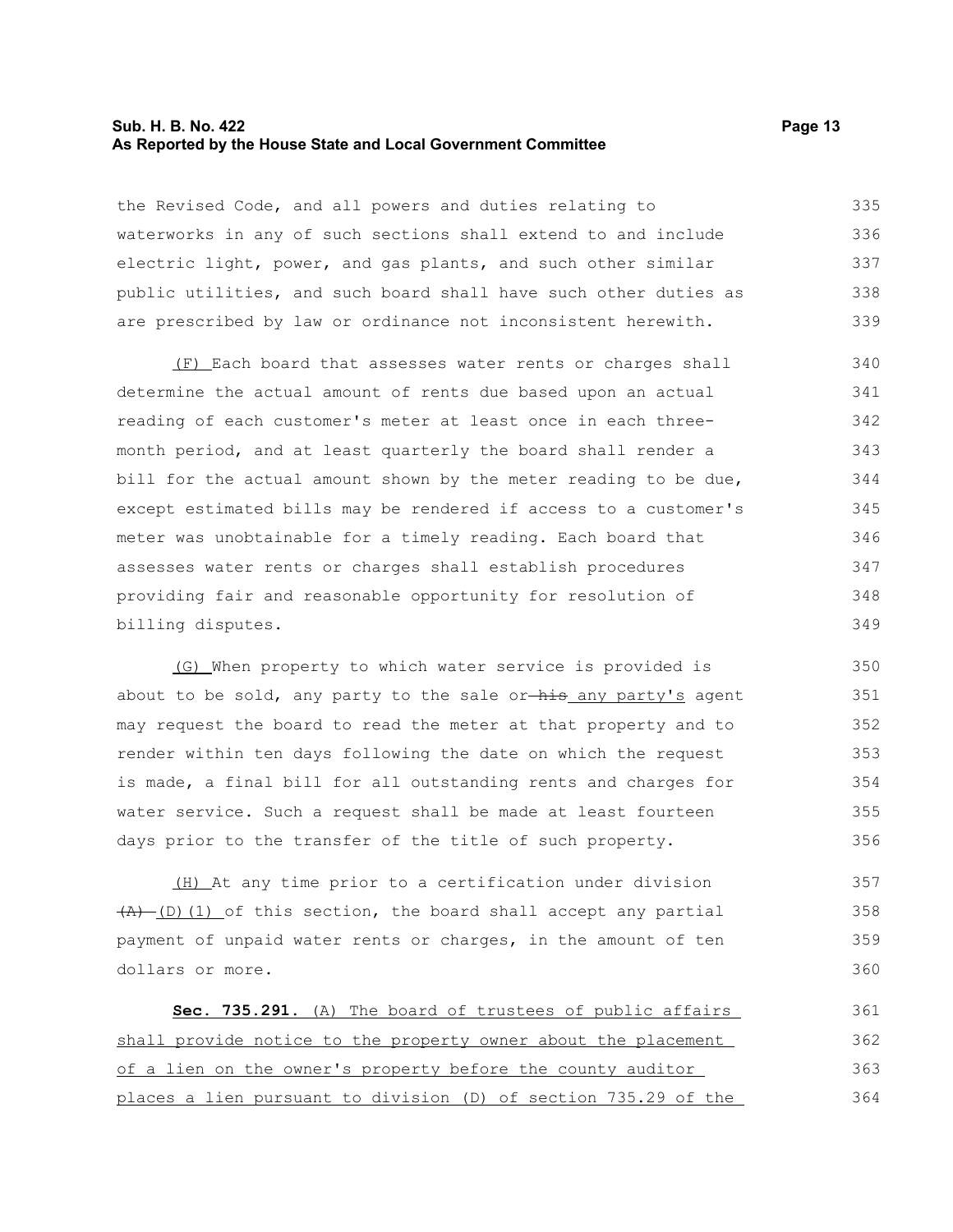the Revised Code, and all powers and duties relating to waterworks in any of such sections shall extend to and include electric light, power, and gas plants, and such other similar public utilities, and such board shall have such other duties as are prescribed by law or ordinance not inconsistent herewith.

(F) Each board that assesses water rents or charges shall determine the actual amount of rents due based upon an actual reading of each customer's meter at least once in each three-month period, and at least quarterly the board shall render a bill for the actual amount shown by the meter reading to be due, except estimated bills may be rendered if access to a customer's meter was unobtainable for a timely reading. Each board that assesses water rents or charges shall establish procedures providing fair and reasonable opportunity for resolution of billing disputes.

(G) When property to which water service is provided is about to be sold, any party to the sale or ~~his~~ any party's agent may request the board to read the meter at that property and to render within ten days following the date on which the request is made, a final bill for all outstanding rents and charges for water service. Such a request shall be made at least fourteen days prior to the transfer of the title of such property.

(H) At any time prior to a certification under division ~~(A)~~ (D)(1) of this section, the board shall accept any partial payment of unpaid water rents or charges, in the amount of ten dollars or more.

**Sec. 735.291.** (A) The board of trustees of public affairs shall provide notice to the property owner about the placement of a lien on the owner's property before the county auditor places a lien pursuant to division (D) of section 735.29 of the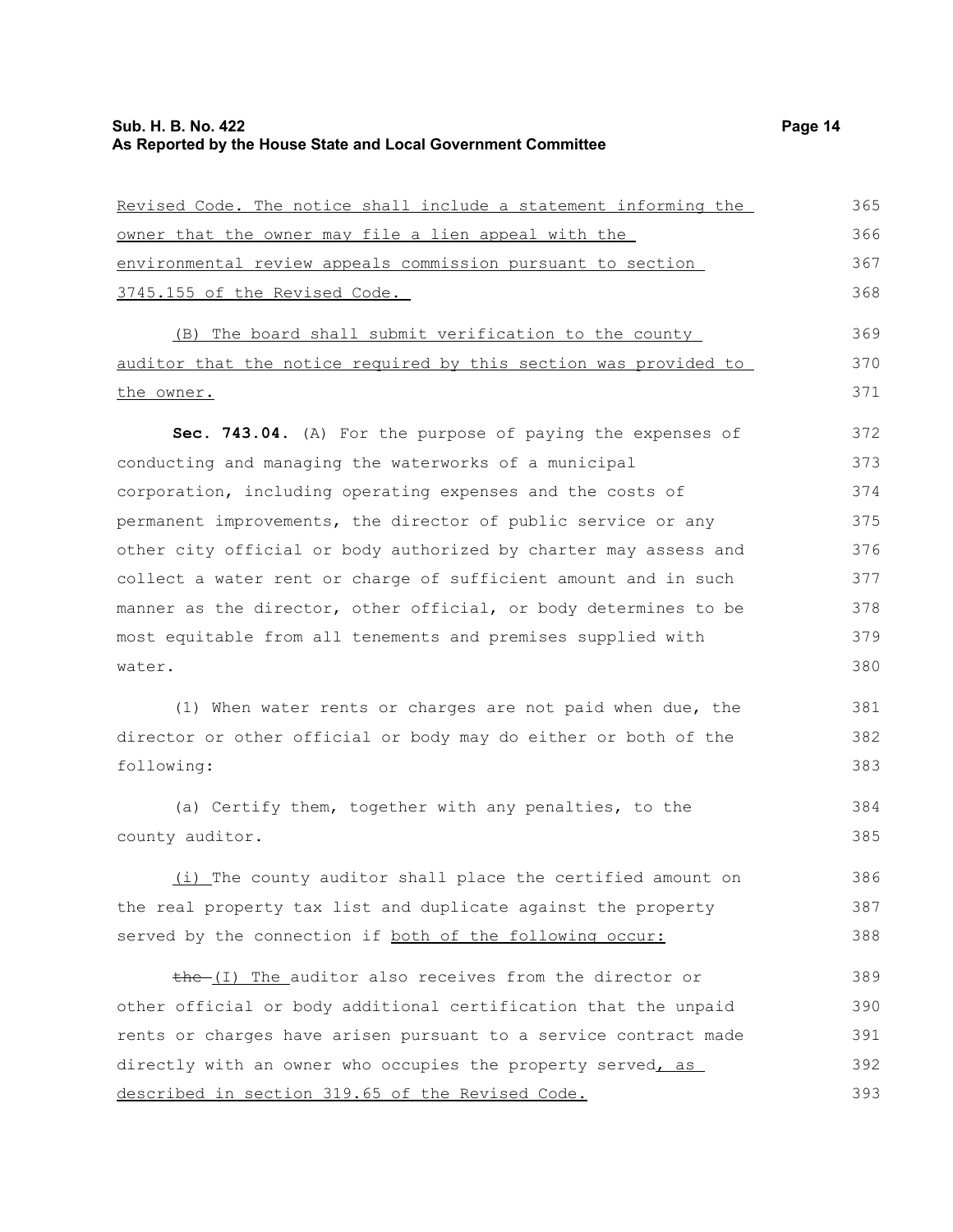Revised Code. The notice shall include a statement informing the owner that the owner may file a lien appeal with the environmental review appeals commission pursuant to section 3745.155 of the Revised Code.

(B) The board shall submit verification to the county auditor that the notice required by this section was provided to the owner.

**Sec. 743.04.** (A) For the purpose of paying the expenses of conducting and managing the waterworks of a municipal corporation, including operating expenses and the costs of permanent improvements, the director of public service or any other city official or body authorized by charter may assess and collect a water rent or charge of sufficient amount and in such manner as the director, other official, or body determines to be most equitable from all tenements and premises supplied with water.

(1) When water rents or charges are not paid when due, the director or other official or body may do either or both of the following:

(a) Certify them, together with any penalties, to the county auditor.

(i) The county auditor shall place the certified amount on the real property tax list and duplicate against the property served by the connection if both of the following occur:

~~the~~ (I) The auditor also receives from the director or other official or body additional certification that the unpaid rents or charges have arisen pursuant to a service contract made directly with an owner who occupies the property served, as described in section 319.65 of the Revised Code.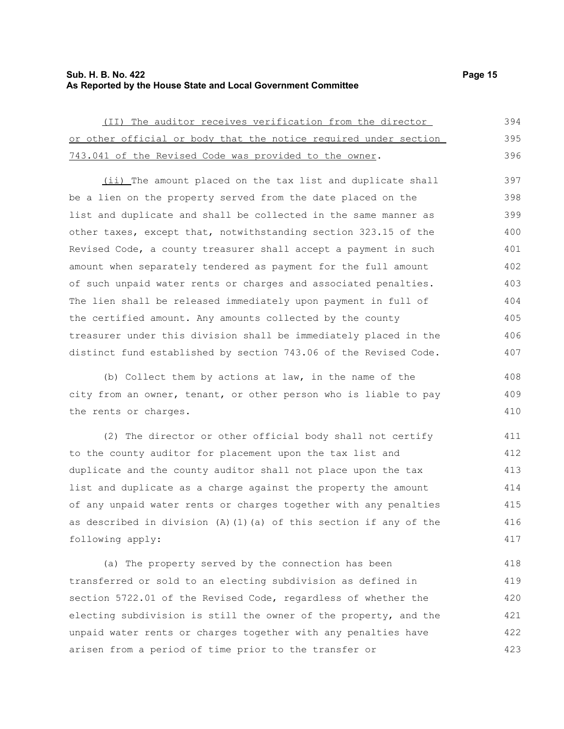(II) The auditor receives verification from the director or other official or body that the notice required under section 743.041 of the Revised Code was provided to the owner.

(ii) The amount placed on the tax list and duplicate shall be a lien on the property served from the date placed on the list and duplicate and shall be collected in the same manner as other taxes, except that, notwithstanding section 323.15 of the Revised Code, a county treasurer shall accept a payment in such amount when separately tendered as payment for the full amount of such unpaid water rents or charges and associated penalties. The lien shall be released immediately upon payment in full of the certified amount. Any amounts collected by the county treasurer under this division shall be immediately placed in the distinct fund established by section 743.06 of the Revised Code.

(b) Collect them by actions at law, in the name of the city from an owner, tenant, or other person who is liable to pay the rents or charges.

(2) The director or other official body shall not certify to the county auditor for placement upon the tax list and duplicate and the county auditor shall not place upon the tax list and duplicate as a charge against the property the amount of any unpaid water rents or charges together with any penalties as described in division (A)(1)(a) of this section if any of the following apply:

(a) The property served by the connection has been transferred or sold to an electing subdivision as defined in section 5722.01 of the Revised Code, regardless of whether the electing subdivision is still the owner of the property, and the unpaid water rents or charges together with any penalties have arisen from a period of time prior to the transfer or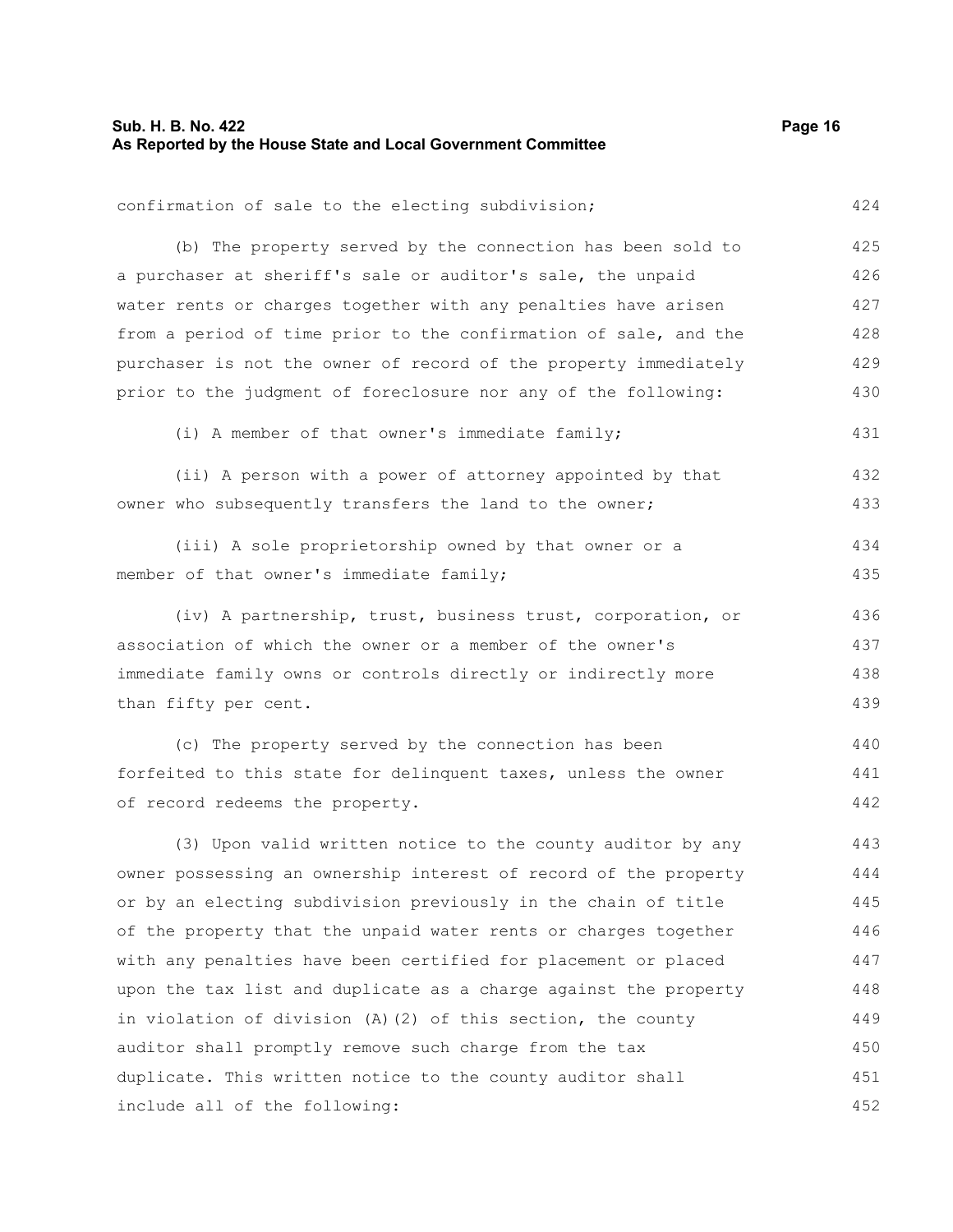confirmation of sale to the electing subdivision;

(b) The property served by the connection has been sold to a purchaser at sheriff's sale or auditor's sale, the unpaid water rents or charges together with any penalties have arisen from a period of time prior to the confirmation of sale, and the purchaser is not the owner of record of the property immediately prior to the judgment of foreclosure nor any of the following:

(i) A member of that owner's immediate family;

(ii) A person with a power of attorney appointed by that owner who subsequently transfers the land to the owner;

(iii) A sole proprietorship owned by that owner or a member of that owner's immediate family;

(iv) A partnership, trust, business trust, corporation, or association of which the owner or a member of the owner's immediate family owns or controls directly or indirectly more than fifty per cent.

(c) The property served by the connection has been forfeited to this state for delinquent taxes, unless the owner of record redeems the property.

(3) Upon valid written notice to the county auditor by any owner possessing an ownership interest of record of the property or by an electing subdivision previously in the chain of title of the property that the unpaid water rents or charges together with any penalties have been certified for placement or placed upon the tax list and duplicate as a charge against the property in violation of division (A)(2) of this section, the county auditor shall promptly remove such charge from the tax duplicate. This written notice to the county auditor shall include all of the following: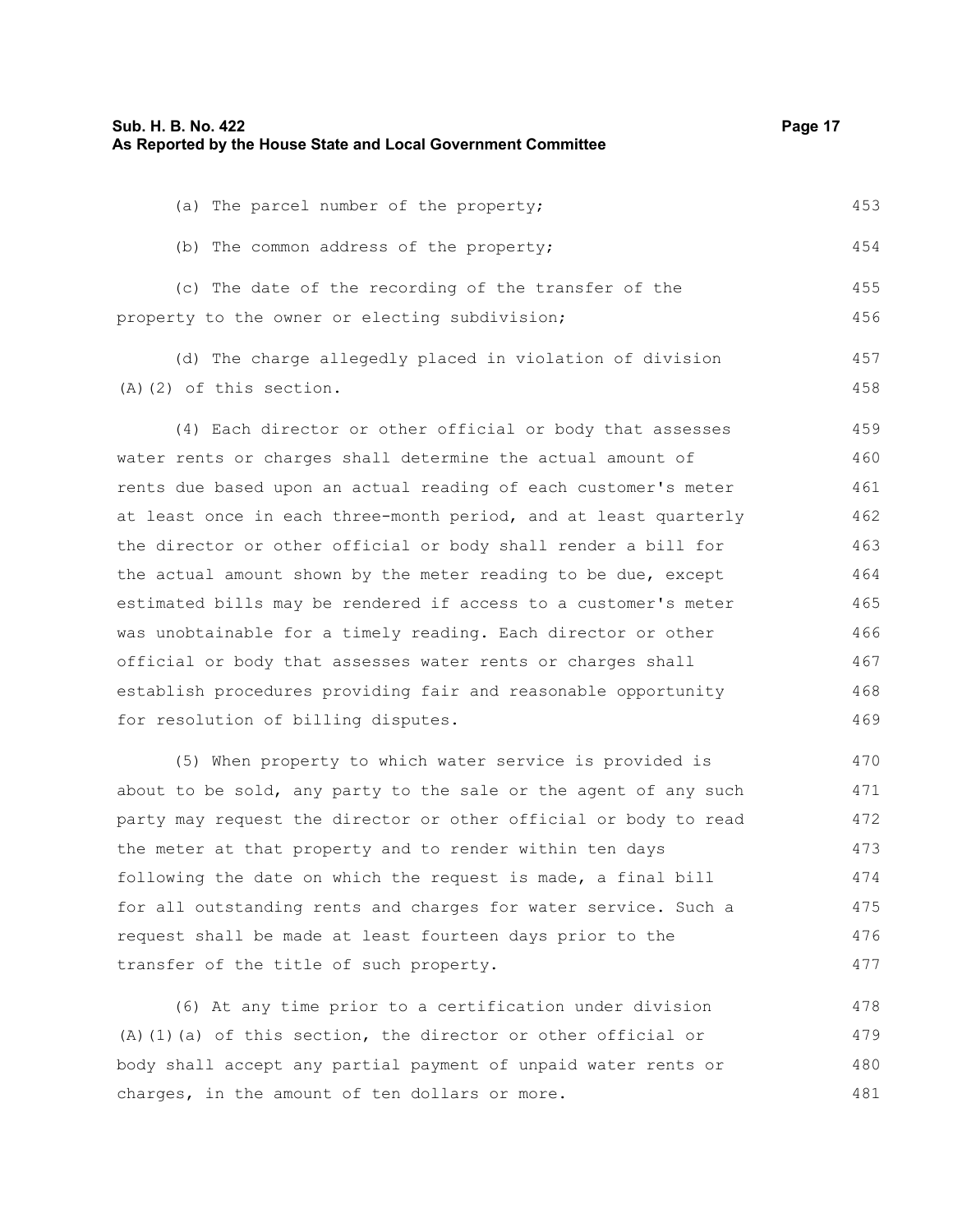(a) The parcel number of the property;

(b) The common address of the property;

(c) The date of the recording of the transfer of the property to the owner or electing subdivision;

(d) The charge allegedly placed in violation of division (A)(2) of this section.

(4) Each director or other official or body that assesses water rents or charges shall determine the actual amount of rents due based upon an actual reading of each customer's meter at least once in each three-month period, and at least quarterly the director or other official or body shall render a bill for the actual amount shown by the meter reading to be due, except estimated bills may be rendered if access to a customer's meter was unobtainable for a timely reading. Each director or other official or body that assesses water rents or charges shall establish procedures providing fair and reasonable opportunity for resolution of billing disputes.

(5) When property to which water service is provided is about to be sold, any party to the sale or the agent of any such party may request the director or other official or body to read the meter at that property and to render within ten days following the date on which the request is made, a final bill for all outstanding rents and charges for water service. Such a request shall be made at least fourteen days prior to the transfer of the title of such property.

(6) At any time prior to a certification under division (A)(1)(a) of this section, the director or other official or body shall accept any partial payment of unpaid water rents or charges, in the amount of ten dollars or more.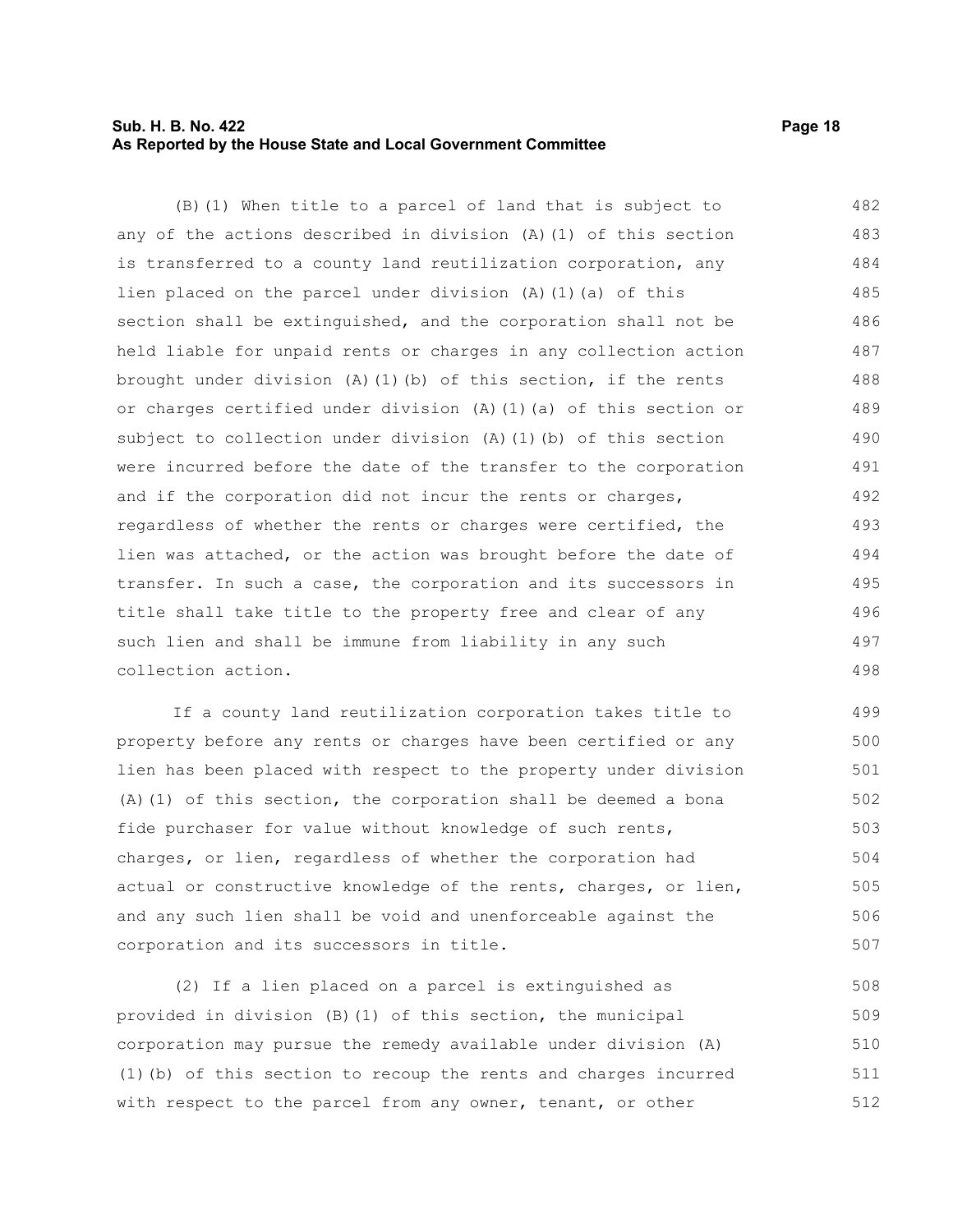(B)(1) When title to a parcel of land that is subject to any of the actions described in division (A)(1) of this section is transferred to a county land reutilization corporation, any lien placed on the parcel under division (A)(1)(a) of this section shall be extinguished, and the corporation shall not be held liable for unpaid rents or charges in any collection action brought under division (A)(1)(b) of this section, if the rents or charges certified under division (A)(1)(a) of this section or subject to collection under division (A)(1)(b) of this section were incurred before the date of the transfer to the corporation and if the corporation did not incur the rents or charges, regardless of whether the rents or charges were certified, the lien was attached, or the action was brought before the date of transfer. In such a case, the corporation and its successors in title shall take title to the property free and clear of any such lien and shall be immune from liability in any such collection action.

If a county land reutilization corporation takes title to property before any rents or charges have been certified or any lien has been placed with respect to the property under division (A)(1) of this section, the corporation shall be deemed a bona fide purchaser for value without knowledge of such rents, charges, or lien, regardless of whether the corporation had actual or constructive knowledge of the rents, charges, or lien, and any such lien shall be void and unenforceable against the corporation and its successors in title.

(2) If a lien placed on a parcel is extinguished as provided in division (B)(1) of this section, the municipal corporation may pursue the remedy available under division (A)(1)(b) of this section to recoup the rents and charges incurred with respect to the parcel from any owner, tenant, or other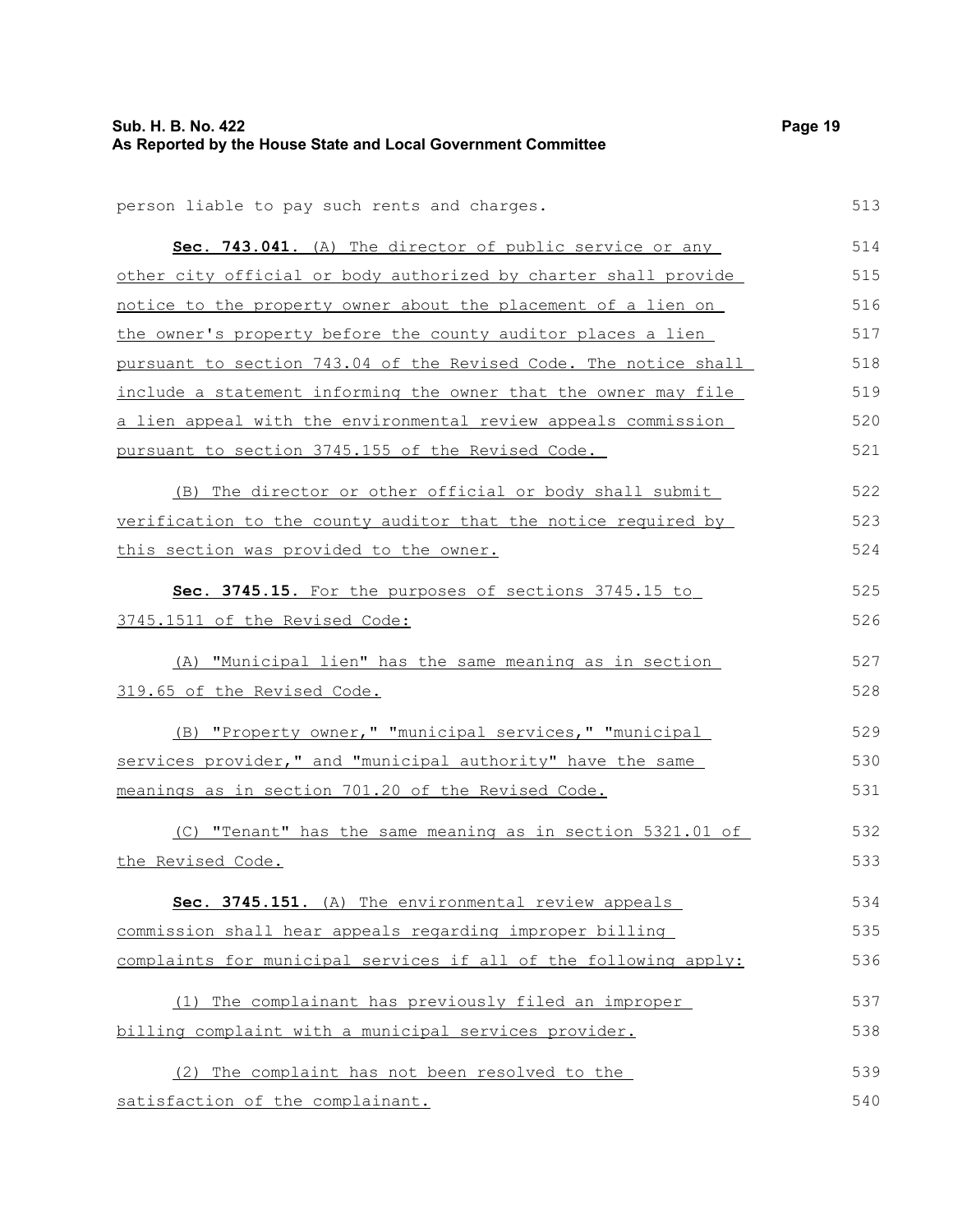person liable to pay such rents and charges.

**Sec. 743.041.** (A) The director of public service or any other city official or body authorized by charter shall provide notice to the property owner about the placement of a lien on the owner's property before the county auditor places a lien pursuant to section 743.04 of the Revised Code. The notice shall include a statement informing the owner that the owner may file a lien appeal with the environmental review appeals commission pursuant to section 3745.155 of the Revised Code.

(B) The director or other official or body shall submit verification to the county auditor that the notice required by this section was provided to the owner.

**Sec. 3745.15.** For the purposes of sections 3745.15 to 3745.1511 of the Revised Code:

(A) "Municipal lien" has the same meaning as in section 319.65 of the Revised Code.

(B) "Property owner," "municipal services," "municipal services provider," and "municipal authority" have the same meanings as in section 701.20 of the Revised Code.

(C) "Tenant" has the same meaning as in section 5321.01 of the Revised Code.

**Sec. 3745.151.** (A) The environmental review appeals commission shall hear appeals regarding improper billing complaints for municipal services if all of the following apply:

(1) The complainant has previously filed an improper billing complaint with a municipal services provider.

(2) The complaint has not been resolved to the satisfaction of the complainant.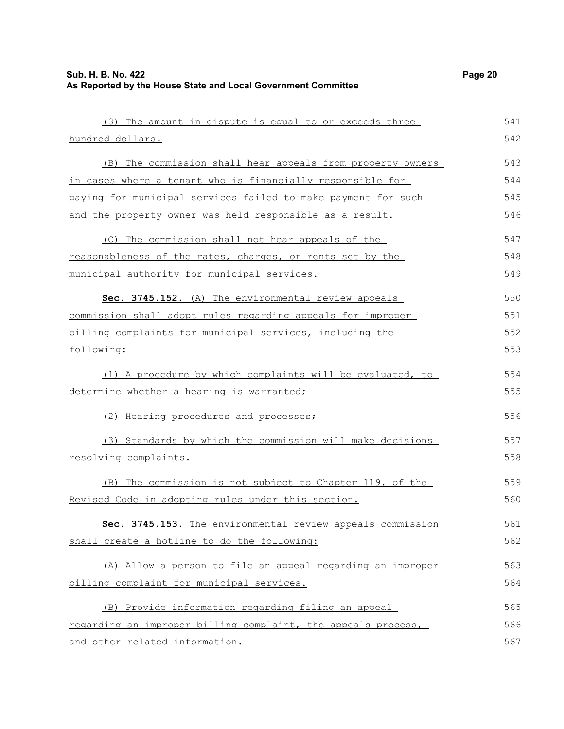(3) The amount in dispute is equal to or exceeds three hundred dollars.

(B) The commission shall hear appeals from property owners in cases where a tenant who is financially responsible for paying for municipal services failed to make payment for such and the property owner was held responsible as a result.

(C) The commission shall not hear appeals of the reasonableness of the rates, charges, or rents set by the municipal authority for municipal services.

**Sec. 3745.152.** (A) The environmental review appeals commission shall adopt rules regarding appeals for improper billing complaints for municipal services, including the following:

(1) A procedure by which complaints will be evaluated, to determine whether a hearing is warranted;

(2) Hearing procedures and processes;

(3) Standards by which the commission will make decisions resolving complaints.

(B) The commission is not subject to Chapter 119. of the Revised Code in adopting rules under this section.

**Sec. 3745.153.** The environmental review appeals commission shall create a hotline to do the following:

(A) Allow a person to file an appeal regarding an improper billing complaint for municipal services.

(B) Provide information regarding filing an appeal regarding an improper billing complaint, the appeals process, and other related information.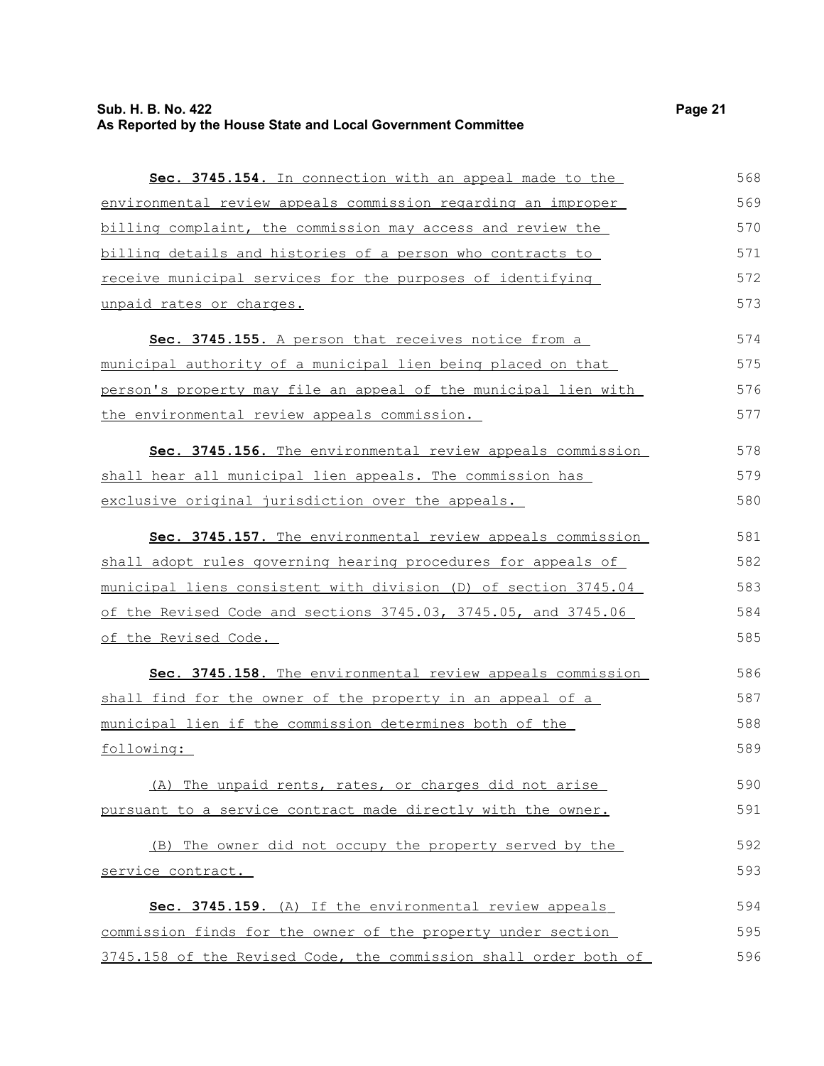**Sec. 3745.154.** In connection with an appeal made to the environmental review appeals commission regarding an improper billing complaint, the commission may access and review the billing details and histories of a person who contracts to receive municipal services for the purposes of identifying unpaid rates or charges.

**Sec. 3745.155.** A person that receives notice from a municipal authority of a municipal lien being placed on that person's property may file an appeal of the municipal lien with the environmental review appeals commission.

**Sec. 3745.156.** The environmental review appeals commission shall hear all municipal lien appeals. The commission has exclusive original jurisdiction over the appeals.

**Sec. 3745.157.** The environmental review appeals commission shall adopt rules governing hearing procedures for appeals of municipal liens consistent with division (D) of section 3745.04 of the Revised Code and sections 3745.03, 3745.05, and 3745.06 of the Revised Code.

**Sec. 3745.158.** The environmental review appeals commission shall find for the owner of the property in an appeal of a municipal lien if the commission determines both of the following:

(A) The unpaid rents, rates, or charges did not arise pursuant to a service contract made directly with the owner.

(B) The owner did not occupy the property served by the service contract.

**Sec. 3745.159.** (A) If the environmental review appeals commission finds for the owner of the property under section 3745.158 of the Revised Code, the commission shall order both of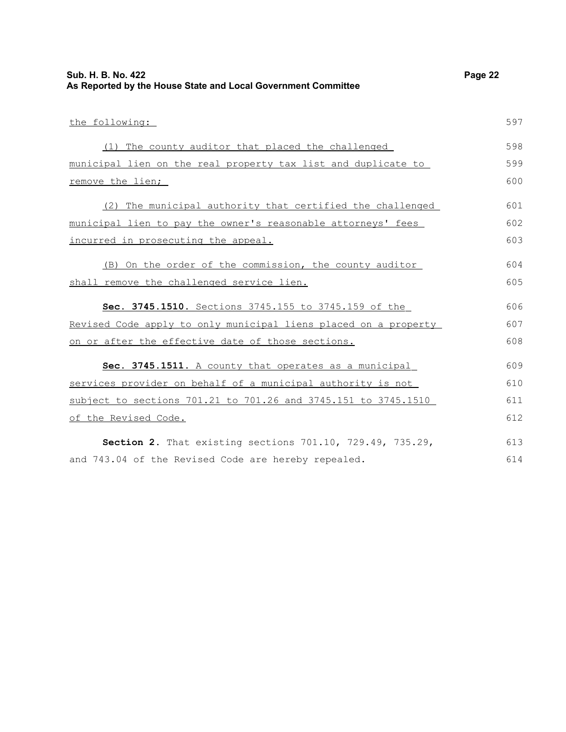the following:

(1) The county auditor that placed the challenged municipal lien on the real property tax list and duplicate to remove the lien;

(2) The municipal authority that certified the challenged municipal lien to pay the owner's reasonable attorneys' fees incurred in prosecuting the appeal.

(B) On the order of the commission, the county auditor shall remove the challenged service lien.

**Sec. 3745.1510.** Sections 3745.155 to 3745.159 of the Revised Code apply to only municipal liens placed on a property on or after the effective date of those sections.

**Sec. 3745.1511.** A county that operates as a municipal services provider on behalf of a municipal authority is not subject to sections 701.21 to 701.26 and 3745.151 to 3745.1510 of the Revised Code.

**Section 2.** That existing sections 701.10, 729.49, 735.29, and 743.04 of the Revised Code are hereby repealed.